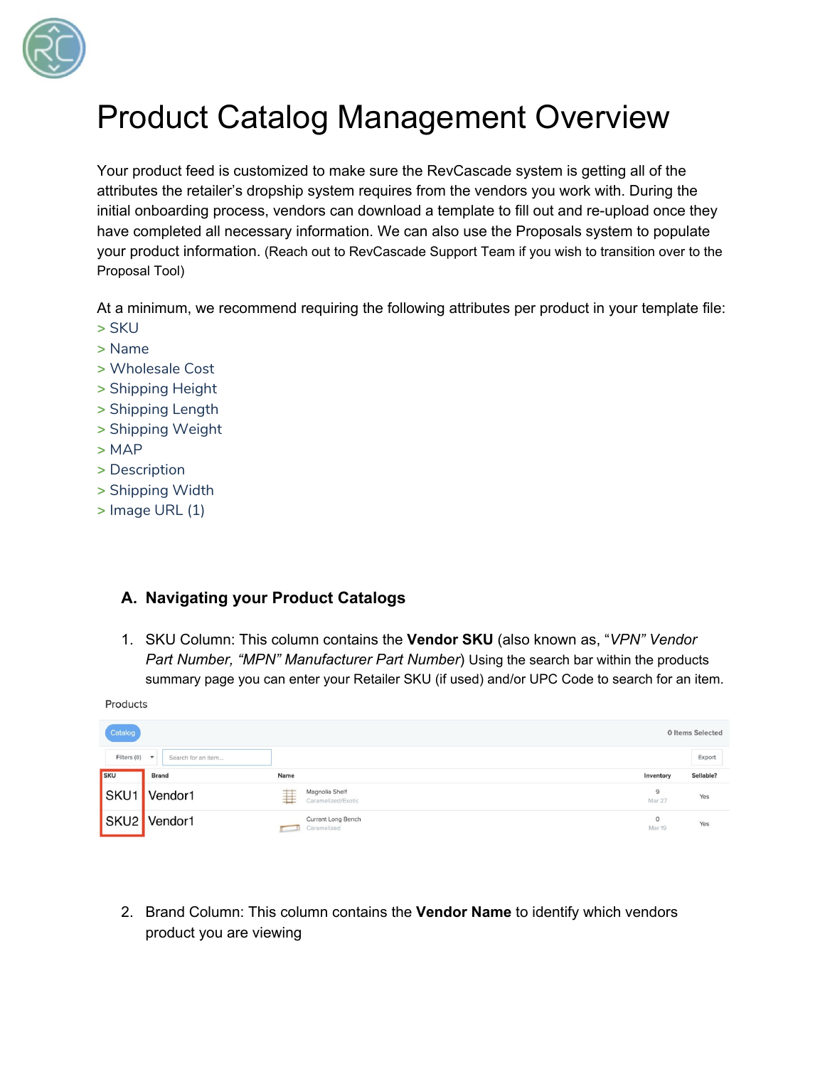# Product Catalog Management Overview

Your product feed is customized to make sure the RevCascade system is getting all of the attributes the retailer's dropship system requires from the vendors you work with. During the initial onboarding process, vendors can download a template to fill out and re-upload once they have completed all necessary information. We can also use the Proposals system to populate your product information. (Reach out to RevCascade Support Team if you wish to transition over to the Proposal Tool)

At a minimum, we recommend requiring the following attributes per product in your template file:

> SKU
> Name
> Wholesale Cost
> Shipping Height
> Shipping Length
> Shipping Weight
> MAP
> Description
> Shipping Width
> Image URL (1)

### A. Navigating your Product Catalogs

1. SKU Column: This column contains the **Vendor SKU** (also known as, "*VPN" Vendor Part Number, "MPN" Manufacturer Part Number*) Using the search bar within the products summary page you can enter your Retailer SKU (if used) and/or UPC Code to search for an item.

Products

Catalog — 0 Items Selected

Filters (0) | Search for an item... | Export

| SKU | Brand | Name | Inventory | Sellable? |
|---|---|---|---|---|
| SKU1 | Vendor1 | Magnolia Shelf<br>Caramelized/Exotic | 9<br>Mar 27 | Yes |
| SKU2 | Vendor1 | Currant Long Bench<br>Caramelized | 0<br>Mar 19 | Yes |

2. Brand Column: This column contains the **Vendor Name** to identify which vendors product you are viewing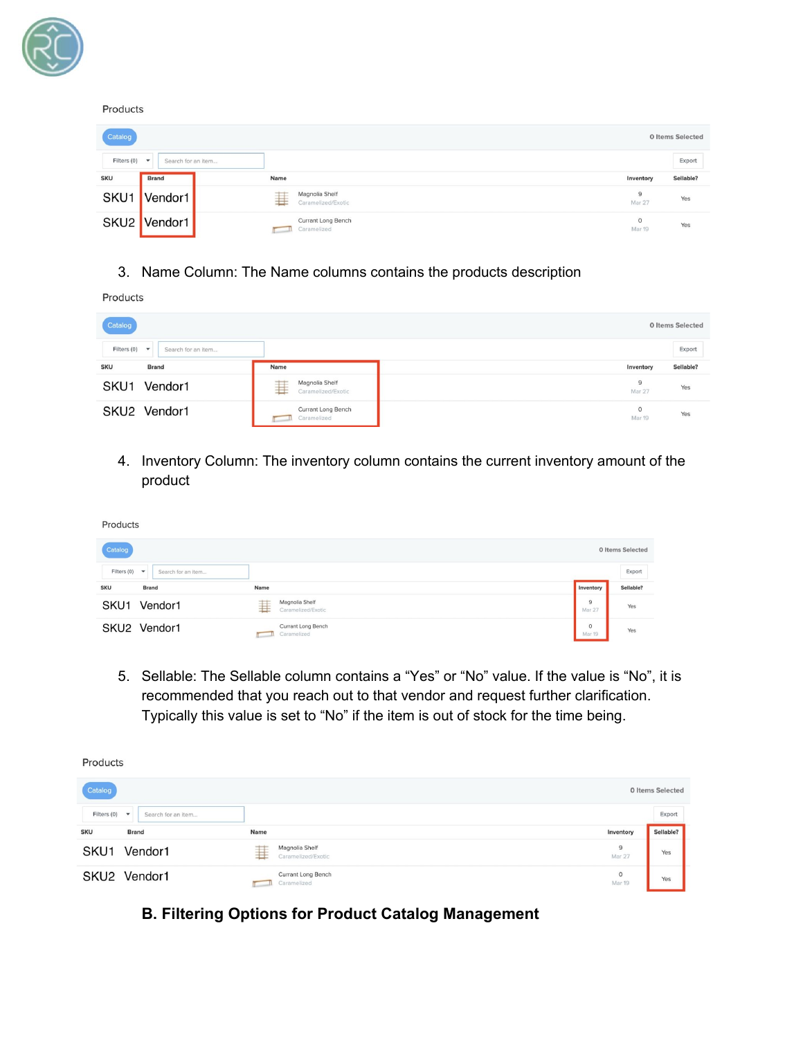Products

| SKU | Brand | Name | Inventory | Sellable? |
| --- | --- | --- | --- | --- |
| SKU1 | Vendor1 | Magnolia Shelf Caramelized/Exotic | 9 Mar 27 | Yes |
| SKU2 | Vendor1 | Currant Long Bench Caramelized | 0 Mar 19 | Yes |

3. Name Column: The Name columns contains the products description

Products

| SKU | Brand | Name | Inventory | Sellable? |
| --- | --- | --- | --- | --- |
| SKU1 | Vendor1 | Magnolia Shelf Caramelized/Exotic | 9 Mar 27 | Yes |
| SKU2 | Vendor1 | Currant Long Bench Caramelized | 0 Mar 19 | Yes |

4. Inventory Column: The inventory column contains the current inventory amount of the product

Products

| SKU | Brand | Name | Inventory | Sellable? |
| --- | --- | --- | --- | --- |
| SKU1 | Vendor1 | Magnolia Shelf Caramelized/Exotic | 9 Mar 27 | Yes |
| SKU2 | Vendor1 | Currant Long Bench Caramelized | 0 Mar 19 | Yes |

5. Sellable: The Sellable column contains a "Yes" or "No" value. If the value is "No", it is recommended that you reach out to that vendor and request further clarification. Typically this value is set to "No" if the item is out of stock for the time being.

Products

| SKU | Brand | Name | Inventory | Sellable? |
| --- | --- | --- | --- | --- |
| SKU1 | Vendor1 | Magnolia Shelf Caramelized/Exotic | 9 Mar 27 | Yes |
| SKU2 | Vendor1 | Currant Long Bench Caramelized | 0 Mar 19 | Yes |

### B. Filtering Options for Product Catalog Management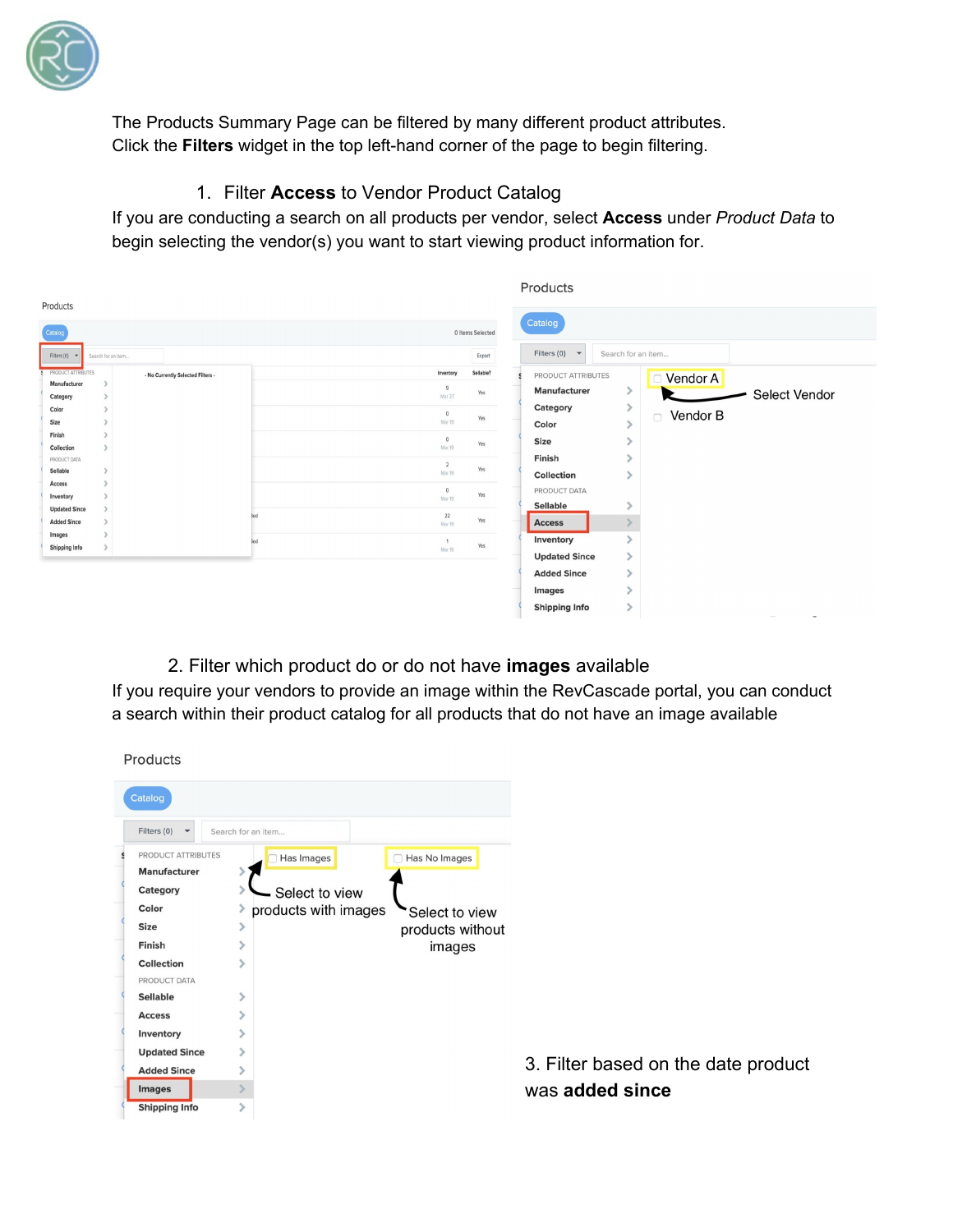The Products Summary Page can be filtered by many different product attributes. Click the **Filters** widget in the top left-hand corner of the page to begin filtering.

1. Filter **Access** to Vendor Product Catalog

If you are conducting a search on all products per vendor, select **Access** under *Product Data* to begin selecting the vendor(s) you want to start viewing product information for.

2. Filter which product do or do not have **images** available

If you require your vendors to provide an image within the RevCascade portal, you can conduct a search within their product catalog for all products that do not have an image available

3. Filter based on the date product was **added since**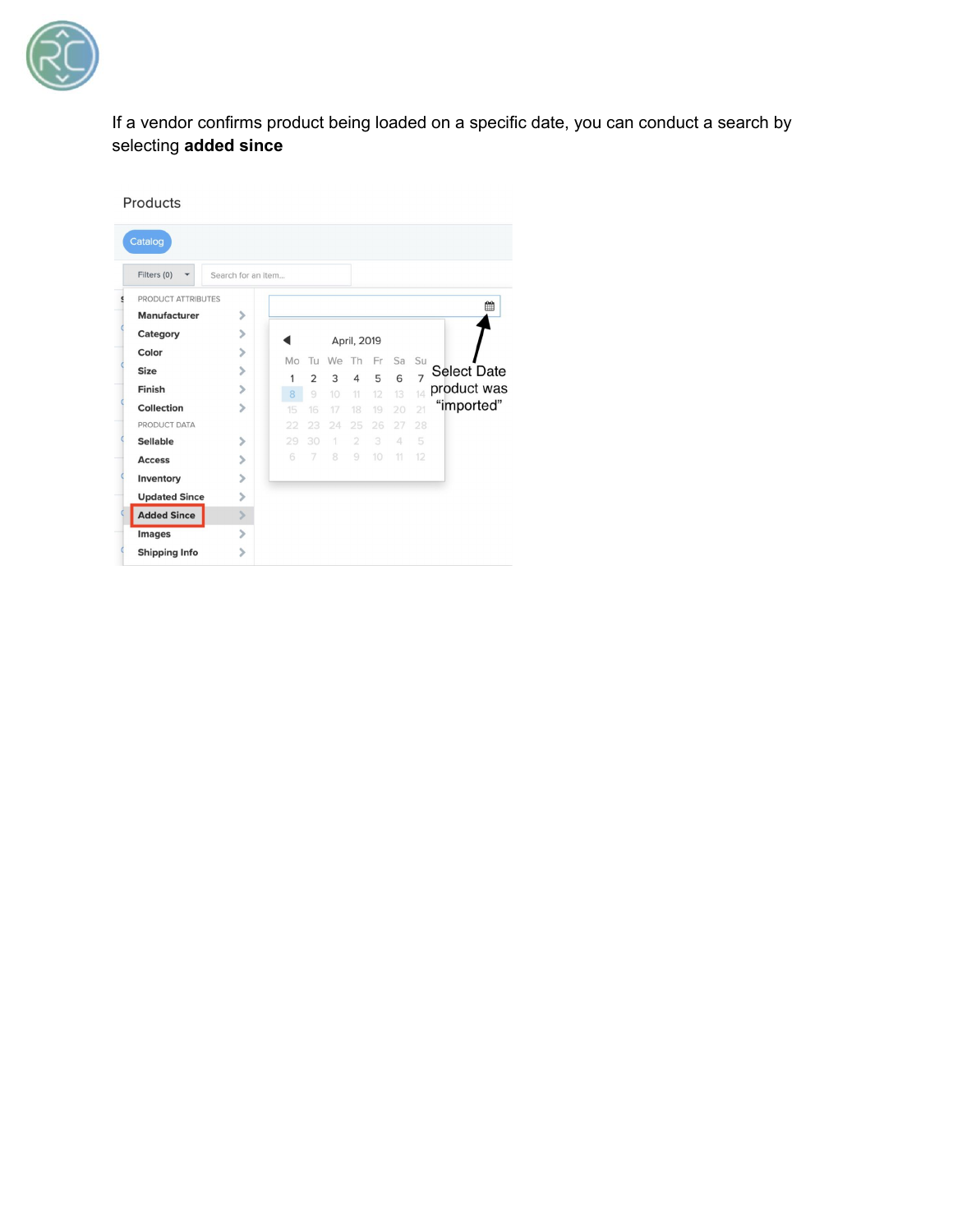If a vendor confirms product being loaded on a specific date, you can conduct a search by selecting **added since**

Products

Catalog

Filters (0)

Search for an item...

PRODUCT ATTRIBUTES

Manufacturer

Category

Color

Size

Finish

Collection

PRODUCT DATA

Sellable

Access

Inventory

Updated Since

Added Since

Images

Shipping Info

April, 2019

| Mo | Tu | We | Th | Fr | Sa | Su |
|---|---|---|---|---|---|---|
| 1 | 2 | 3 | 4 | 5 | 6 | 7 |
| 8 | 9 | 10 | 11 | 12 | 13 | 14 |
| 15 | 16 | 17 | 18 | 19 | 20 | 21 |
| 22 | 23 | 24 | 25 | 26 | 27 | 28 |
| 29 | 30 | 1 | 2 | 3 | 4 | 5 |
| 6 | 7 | 8 | 9 | 10 | 11 | 12 |

Select Date product was "imported"